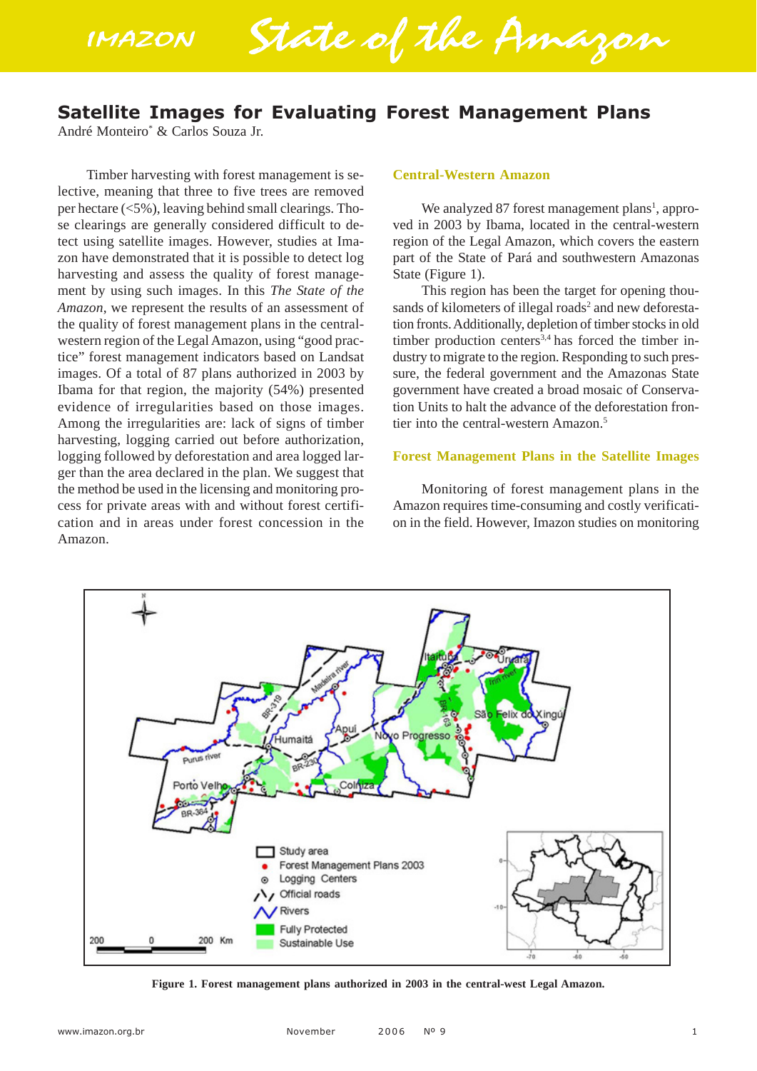# Satellite Images for Evaluating Forest Management Plans

André Monteiro* & Carlos Souza Jr.

Timber harvesting with forest management is selective, meaning that three to five trees are removed per hectare (<5%), leaving behind small clearings. Those clearings are generally considered difficult to detect using satellite images. However, studies at Imazon have demonstrated that it is possible to detect log harvesting and assess the quality of forest management by using such images. In this *The State of the Amazon*, we represent the results of an assessment of the quality of forest management plans in the central-western region of the Legal Amazon, using "good practice" forest management indicators based on Landsat images. Of a total of 87 plans authorized in 2003 by Ibama for that region, the majority (54%) presented evidence of irregularities based on those images. Among the irregularities are: lack of signs of timber harvesting, logging carried out before authorization, logging followed by deforestation and area logged larger than the area declared in the plan. We suggest that the method be used in the licensing and monitoring process for private areas with and without forest certification and in areas under forest concession in the Amazon.

## Central-Western Amazon

We analyzed 87 forest management plans[1], approved in 2003 by Ibama, located in the central-western region of the Legal Amazon, which covers the eastern part of the State of Pará and southwestern Amazonas State (Figure 1).

This region has been the target for opening thousands of kilometers of illegal roads[2] and new deforestation fronts. Additionally, depletion of timber stocks in old timber production centers[3,4] has forced the timber industry to migrate to the region. Responding to such pressure, the federal government and the Amazonas State government have created a broad mosaic of Conservation Units to halt the advance of the deforestation frontier into the central-western Amazon.[5]

## Forest Management Plans in the Satellite Images

Monitoring of forest management plans in the Amazon requires time-consuming and costly verification in the field. However, Imazon studies on monitoring

**Figure 1. Forest management plans authorized in 2003 in the central-west Legal Amazon.**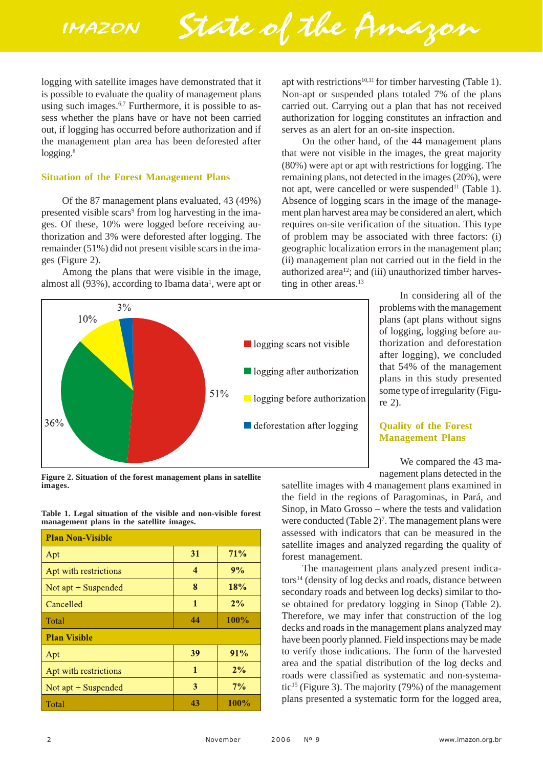logging with satellite images have demonstrated that it is possible to evaluate the quality of management plans using such images.[6,7] Furthermore, it is possible to assess whether the plans have or have not been carried out, if logging has occurred before authorization and if the management plan area has been deforested after logging.[8]

### Situation of the Forest Management Plans

Of the 87 management plans evaluated, 43 (49%) presented visible scars[9] from log harvesting in the images. Of these, 10% were logged before receiving authorization and 3% were deforested after logging. The remainder (51%) did not present visible scars in the images (Figure 2).

Among the plans that were visible in the image, almost all (93%), according to Ibama data[1], were apt or apt with restrictions[10,11] for timber harvesting (Table 1). Non-apt or suspended plans totaled 7% of the plans carried out. Carrying out a plan that has not received authorization for logging constitutes an infraction and serves as an alert for an on-site inspection.

On the other hand, of the 44 management plans that were not visible in the images, the great majority (80%) were apt or apt with restrictions for logging. The remaining plans, not detected in the images (20%), were not apt, were cancelled or were suspended[11] (Table 1). Absence of logging scars in the image of the management plan harvest area may be considered an alert, which requires on-site verification of the situation. This type of problem may be associated with three factors: (i) geographic localization errors in the management plan; (ii) management plan not carried out in the field in the authorized area[12]; and (iii) unauthorized timber harvesting in other areas.[13]

In considering all of the problems with the management plans (apt plans without signs of logging, logging before authorization and deforestation after logging), we concluded that 54% of the management plans in this study presented some type of irregularity (Figure 2).

3%
10%
51%
36%
logging scars not visible
logging after authorization
logging before authorization
deforestation after logging

**Figure 2. Situation of the forest management plans in satellite images.**

**Table 1. Legal situation of the visible and non-visible forest management plans in the satellite images.**

| **Plan Non-Visible** | | |
|---|---|---|
| Apt | **31** | **71%** |
| Apt with restrictions | **4** | **9%** |
| Not apt + Suspended | **8** | **18%** |
| Cancelled | **1** | **2%** |
| Total | **44** | **100%** |
| **Plan Visible** | | |
| Apt | **39** | **91%** |
| Apt with restrictions | **1** | **2%** |
| Not apt + Suspended | **3** | **7%** |
| Total | **43** | **100%** |

### Quality of the Forest Management Plans

We compared the 43 management plans detected in the satellite images with 4 management plans examined in the field in the regions of Paragominas, in Pará, and Sinop, in Mato Grosso – where the tests and validation were conducted (Table 2)[7]. The management plans were assessed with indicators that can be measured in the satellite images and analyzed regarding the quality of forest management.

The management plans analyzed present indicators[14] (density of log decks and roads, distance between secondary roads and between log decks) similar to those obtained for predatory logging in Sinop (Table 2). Therefore, we may infer that construction of the log decks and roads in the management plans analyzed may have been poorly planned. Field inspections may be made to verify those indications. The form of the harvested area and the spatial distribution of the log decks and roads were classified as systematic and non-systematic[15] (Figure 3). The majority (79%) of the management plans presented a systematic form for the logged area,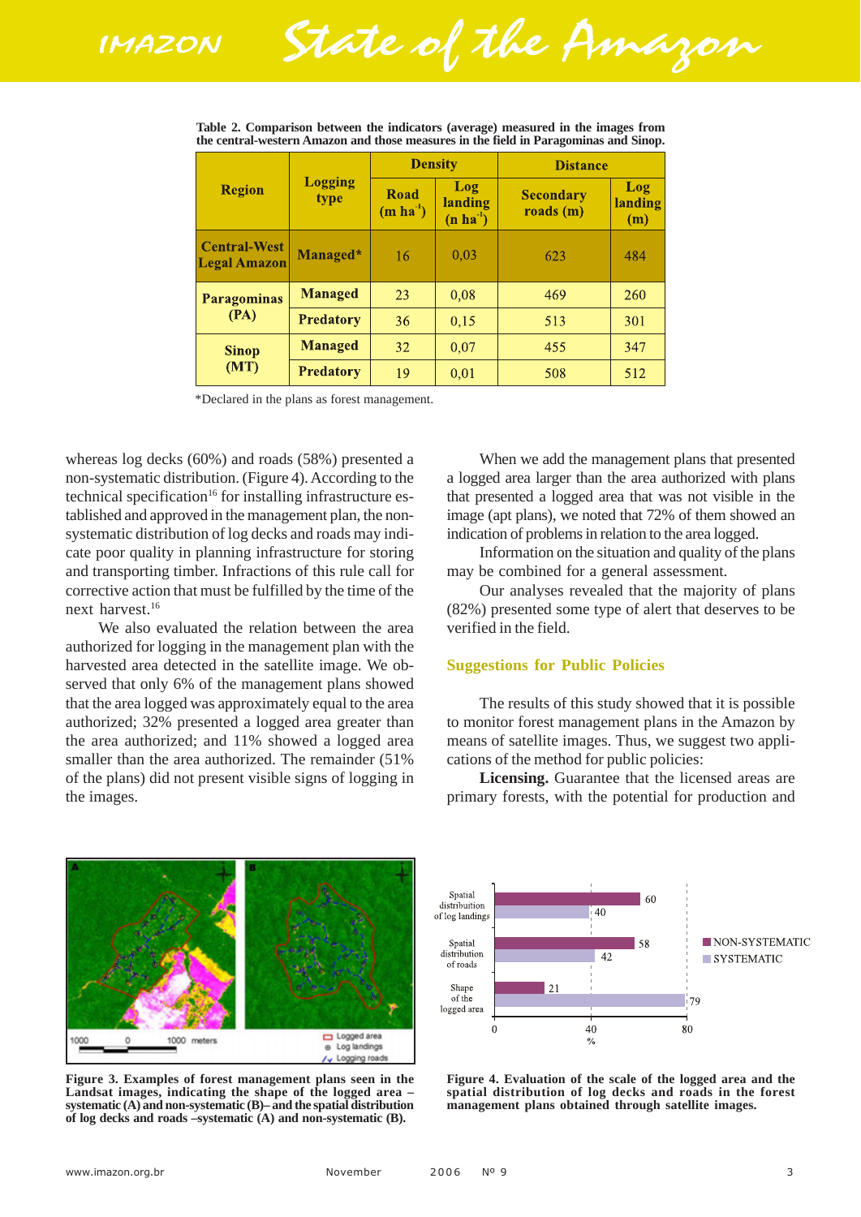Table 2. Comparison between the indicators (average) measured in the images from the central-western Amazon and those measures in the field in Paragominas and Sinop.

| Region | Logging type | Density | | Distance | |
|---|---|---|---|---|---|
| | | Road (m $ha^{-1}$) | Log landing (n $ha^{-1}$) | Secondary roads (m) | Log landing (m) |
| Central-West Legal Amazon | Managed* | 16 | 0,03 | 623 | 484 |
| Paragominas (PA) | Managed | 23 | 0,08 | 469 | 260 |
| | Predatory | 36 | 0,15 | 513 | 301 |
| Sinop (MT) | Managed | 32 | 0,07 | 455 | 347 |
| | Predatory | 19 | 0,01 | 508 | 512 |

*Declared in the plans as forest management.

whereas log decks (60%) and roads (58%) presented a non-systematic distribution. (Figure 4). According to the technical specification[16] for installing infrastructure established and approved in the management plan, the non-systematic distribution of log decks and roads may indicate poor quality in planning infrastructure for storing and transporting timber. Infractions of this rule call for corrective action that must be fulfilled by the time of the next harvest.[16]

We also evaluated the relation between the area authorized for logging in the management plan with the harvested area detected in the satellite image. We observed that only 6% of the management plans showed that the area logged was approximately equal to the area authorized; 32% presented a logged area greater than the area authorized; and 11% showed a logged area smaller than the area authorized. The remainder (51% of the plans) did not present visible signs of logging in the images.

When we add the management plans that presented a logged area larger than the area authorized with plans that presented a logged area that was not visible in the image (apt plans), we noted that 72% of them showed an indication of problems in relation to the area logged.

Information on the situation and quality of the plans may be combined for a general assessment.

Our analyses revealed that the majority of plans (82%) presented some type of alert that deserves to be verified in the field.

## Suggestions for Public Policies

The results of this study showed that it is possible to monitor forest management plans in the Amazon by means of satellite images. Thus, we suggest two applications of the method for public policies:

**Licensing.** Guarantee that the licensed areas are primary forests, with the potential for production and

Figure 3. Examples of forest management plans seen in the Landsat images, indicating the shape of the logged area – systematic (A) and non-systematic (B)– and the spatial distribution of log decks and roads –systematic (A) and non-systematic (B).

Figure 4. Evaluation of the scale of the logged area and the spatial distribution of log decks and roads in the forest management plans obtained through satellite images.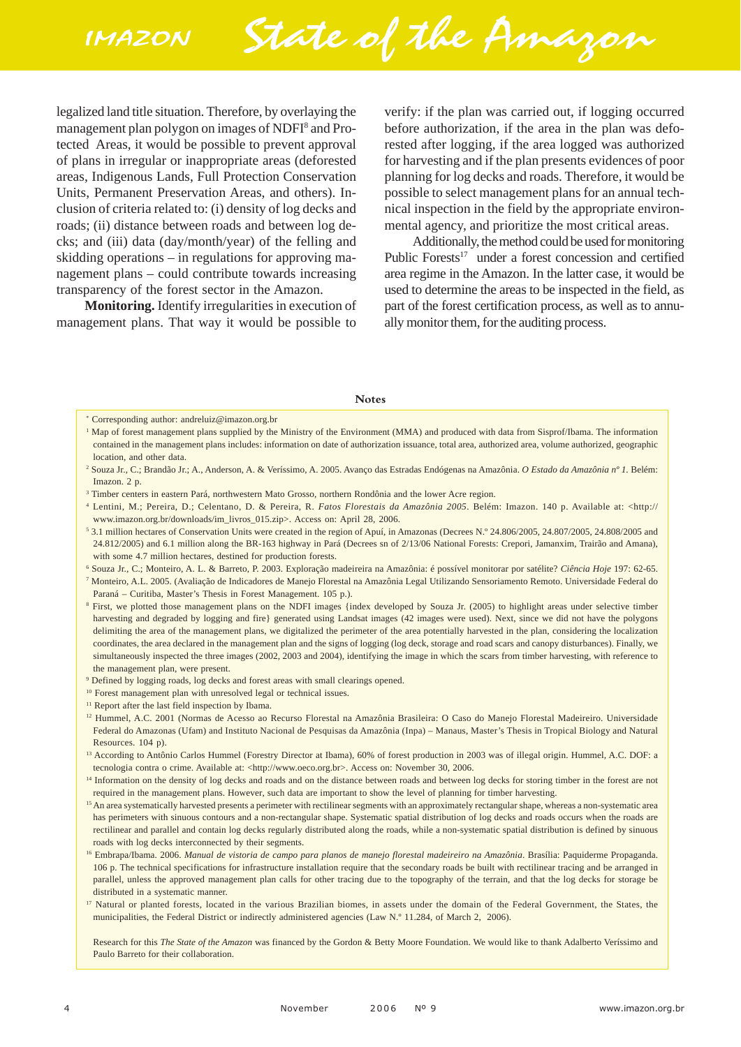legalized land title situation. Therefore, by overlaying the management plan polygon on images of NDFI[8] and Protected Areas, it would be possible to prevent approval of plans in irregular or inappropriate areas (deforested areas, Indigenous Lands, Full Protection Conservation Units, Permanent Preservation Areas, and others). Inclusion of criteria related to: (i) density of log decks and roads; (ii) distance between roads and between log decks; and (iii) data (day/month/year) of the felling and skidding operations – in regulations for approving management plans – could contribute towards increasing transparency of the forest sector in the Amazon.

**Monitoring.** Identify irregularities in execution of management plans. That way it would be possible to verify: if the plan was carried out, if logging occurred before authorization, if the area in the plan was deforested after logging, if the area logged was authorized for harvesting and if the plan presents evidences of poor planning for log decks and roads. Therefore, it would be possible to select management plans for an annual technical inspection in the field by the appropriate environmental agency, and prioritize the most critical areas.

Additionally, the method could be used for monitoring Public Forests[17] under a forest concession and certified area regime in the Amazon. In the latter case, it would be used to determine the areas to be inspected in the field, as part of the forest certification process, as well as to annually monitor them, for the auditing process.

## Notes

[*] Corresponding author: andreluiz@imazon.org.br

[1] Map of forest management plans supplied by the Ministry of the Environment (MMA) and produced with data from Sisprof/Ibama. The information contained in the management plans includes: information on date of authorization issuance, total area, authorized area, volume authorized, geographic location, and other data.

[2] Souza Jr., C.; Brandão Jr.; A., Anderson, A. & Veríssimo, A. 2005. Avanço das Estradas Endógenas na Amazônia. *O Estado da Amazônia nº 1.* Belém: Imazon. 2 p.

[3] Timber centers in eastern Pará, northwestern Mato Grosso, northern Rondônia and the lower Acre region.

[4] Lentini, M.; Pereira, D.; Celentano, D. & Pereira, R. *Fatos Florestais da Amazônia 2005*. Belém: Imazon. 140 p. Available at: <http://www.imazon.org.br/downloads/im_livros_015.zip>. Access on: April 28, 2006.

[5] 3.1 million hectares of Conservation Units were created in the region of Apuí, in Amazonas (Decrees N.º 24.806/2005, 24.807/2005, 24.808/2005 and 24.812/2005) and 6.1 million along the BR-163 highway in Pará (Decrees sn of 2/13/06 National Forests: Crepori, Jamanxim, Trairão and Amana), with some 4.7 million hectares, destined for production forests.

[6] Souza Jr., C.; Monteiro, A. L. & Barreto, P. 2003. Exploração madeireira na Amazônia: é possível monitorar por satélite? *Ciência Hoje* 197: 62-65.

[7] Monteiro, A.L. 2005. (Avaliação de Indicadores de Manejo Florestal na Amazônia Legal Utilizando Sensoriamento Remoto. Universidade Federal do Paraná – Curitiba, Master's Thesis in Forest Management. 105 p.).

[8] First, we plotted those management plans on the NDFI images {index developed by Souza Jr. (2005) to highlight areas under selective timber harvesting and degraded by logging and fire} generated using Landsat images (42 images were used). Next, since we did not have the polygons delimiting the area of the management plans, we digitalized the perimeter of the area potentially harvested in the plan, considering the localization coordinates, the area declared in the management plan and the signs of logging (log deck, storage and road scars and canopy disturbances). Finally, we simultaneously inspected the three images (2002, 2003 and 2004), identifying the image in which the scars from timber harvesting, with reference to the management plan, were present.

[9] Defined by logging roads, log decks and forest areas with small clearings opened.

[10] Forest management plan with unresolved legal or technical issues.

[11] Report after the last field inspection by Ibama.

[12] Hummel, A.C. 2001 (Normas de Acesso ao Recurso Florestal na Amazônia Brasileira: O Caso do Manejo Florestal Madeireiro. Universidade Federal do Amazonas (Ufam) and Instituto Nacional de Pesquisas da Amazônia (Inpa) – Manaus, Master's Thesis in Tropical Biology and Natural Resources. 104 p).

[13] According to Antônio Carlos Hummel (Forestry Director at Ibama), 60% of forest production in 2003 was of illegal origin. Hummel, A.C. DOF: a tecnologia contra o crime. Available at: <http://www.oeco.org.br>. Access on: November 30, 2006.

[14] Information on the density of log decks and roads and on the distance between roads and between log decks for storing timber in the forest are not required in the management plans. However, such data are important to show the level of planning for timber harvesting.

[15] An area systematically harvested presents a perimeter with rectilinear segments with an approximately rectangular shape, whereas a non-systematic area has perimeters with sinuous contours and a non-rectangular shape. Systematic spatial distribution of log decks and roads occurs when the roads are rectilinear and parallel and contain log decks regularly distributed along the roads, while a non-systematic spatial distribution is defined by sinuous roads with log decks interconnected by their segments.

[16] Embrapa/Ibama. 2006. *Manual de vistoria de campo para planos de manejo florestal madeireiro na Amazônia*. Brasília: Paquiderme Propaganda. 106 p. The technical specifications for infrastructure installation require that the secondary roads be built with rectilinear tracing and be arranged in parallel, unless the approved management plan calls for other tracing due to the topography of the terrain, and that the log decks for storage be distributed in a systematic manner.

[17] Natural or planted forests, located in the various Brazilian biomes, in assets under the domain of the Federal Government, the States, the municipalities, the Federal District or indirectly administered agencies (Law N.º 11.284, of March 2, 2006).

Research for this *The State of the Amazon* was financed by the Gordon & Betty Moore Foundation. We would like to thank Adalberto Veríssimo and Paulo Barreto for their collaboration.